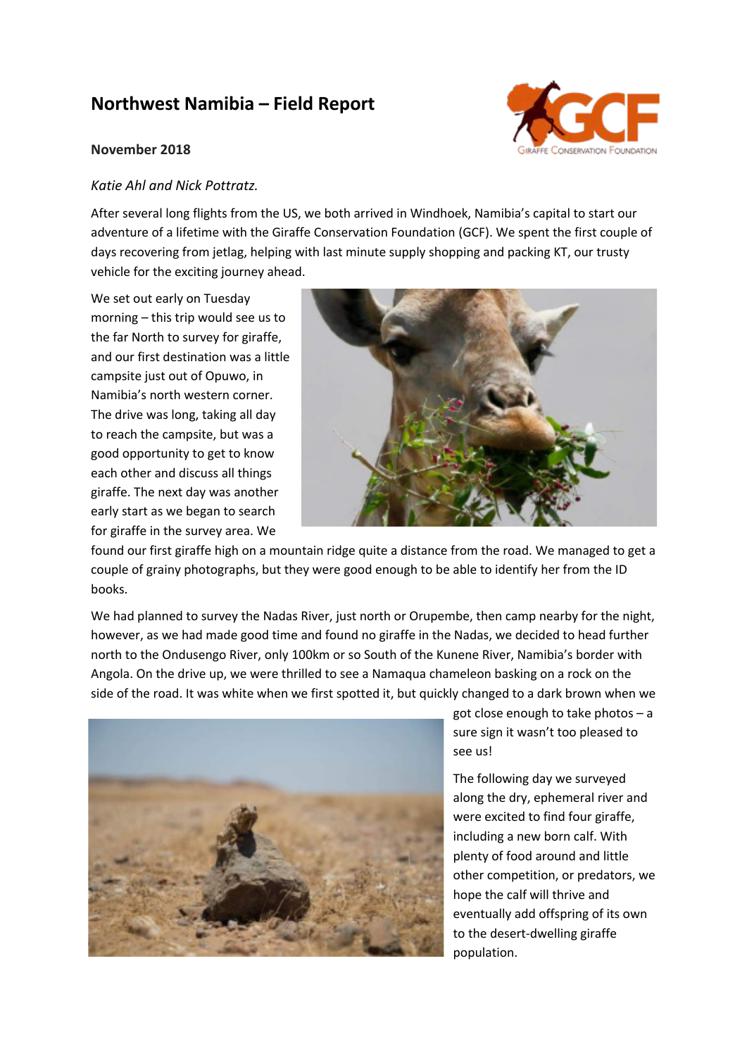# Northwest Namibia – Field Report

**November 2018**

*Katie Ahl and Nick Pottratz.*

After several long flights from the US, we both arrived in Windhoek, Namibia's capital to start our adventure of a lifetime with the Giraffe Conservation Foundation (GCF). We spent the first couple of days recovering from jetlag, helping with last minute supply shopping and packing KT, our trusty vehicle for the exciting journey ahead.

We set out early on Tuesday morning – this trip would see us to the far North to survey for giraffe, and our first destination was a little campsite just out of Opuwo, in Namibia's north western corner. The drive was long, taking all day to reach the campsite, but was a good opportunity to get to know each other and discuss all things giraffe. The next day was another early start as we began to search for giraffe in the survey area. We found our first giraffe high on a mountain ridge quite a distance from the road. We managed to get a couple of grainy photographs, but they were good enough to be able to identify her from the ID books.

We had planned to survey the Nadas River, just north or Orupembe, then camp nearby for the night, however, as we had made good time and found no giraffe in the Nadas, we decided to head further north to the Ondusengo River, only 100km or so South of the Kunene River, Namibia's border with Angola. On the drive up, we were thrilled to see a Namaqua chameleon basking on a rock on the side of the road. It was white when we first spotted it, but quickly changed to a dark brown when we got close enough to take photos – a sure sign it wasn't too pleased to see us!

The following day we surveyed along the dry, ephemeral river and were excited to find four giraffe, including a new born calf. With plenty of food around and little other competition, or predators, we hope the calf will thrive and eventually add offspring of its own to the desert-dwelling giraffe population.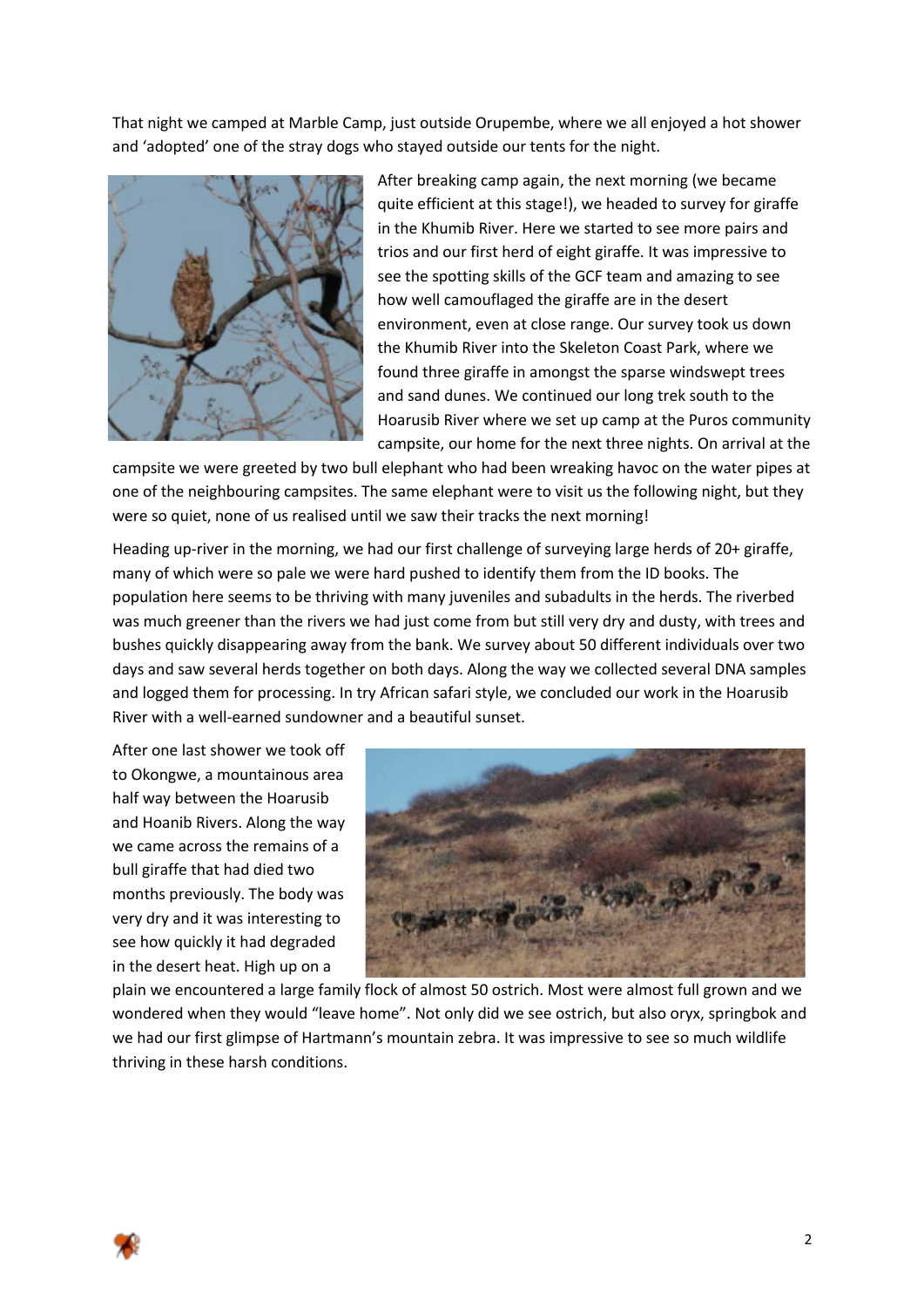That night we camped at Marble Camp, just outside Orupembe, where we all enjoyed a hot shower and 'adopted' one of the stray dogs who stayed outside our tents for the night.

After breaking camp again, the next morning (we became quite efficient at this stage!), we headed to survey for giraffe in the Khumib River. Here we started to see more pairs and trios and our first herd of eight giraffe. It was impressive to see the spotting skills of the GCF team and amazing to see how well camouflaged the giraffe are in the desert environment, even at close range. Our survey took us down the Khumib River into the Skeleton Coast Park, where we found three giraffe in amongst the sparse windswept trees and sand dunes. We continued our long trek south to the Hoarusib River where we set up camp at the Puros community campsite, our home for the next three nights. On arrival at the campsite we were greeted by two bull elephant who had been wreaking havoc on the water pipes at one of the neighbouring campsites. The same elephant were to visit us the following night, but they were so quiet, none of us realised until we saw their tracks the next morning!

Heading up-river in the morning, we had our first challenge of surveying large herds of 20+ giraffe, many of which were so pale we were hard pushed to identify them from the ID books. The population here seems to be thriving with many juveniles and subadults in the herds. The riverbed was much greener than the rivers we had just come from but still very dry and dusty, with trees and bushes quickly disappearing away from the bank. We survey about 50 different individuals over two days and saw several herds together on both days. Along the way we collected several DNA samples and logged them for processing. In try African safari style, we concluded our work in the Hoarusib River with a well-earned sundowner and a beautiful sunset.

After one last shower we took off to Okongwe, a mountainous area half way between the Hoarusib and Hoanib Rivers. Along the way we came across the remains of a bull giraffe that had died two months previously. The body was very dry and it was interesting to see how quickly it had degraded in the desert heat. High up on a plain we encountered a large family flock of almost 50 ostrich. Most were almost full grown and we wondered when they would "leave home". Not only did we see ostrich, but also oryx, springbok and we had our first glimpse of Hartmann's mountain zebra. It was impressive to see so much wildlife thriving in these harsh conditions.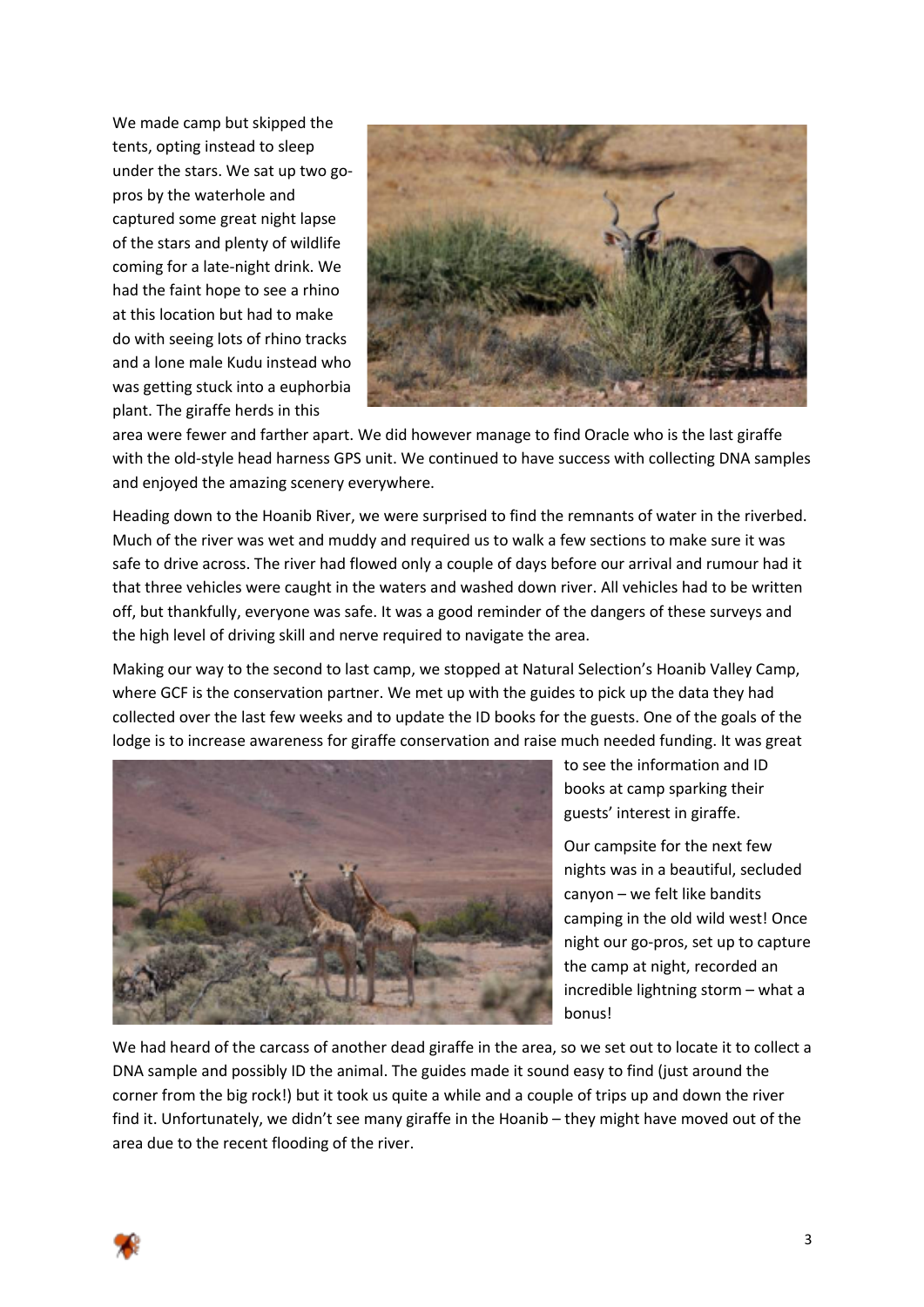We made camp but skipped the tents, opting instead to sleep under the stars. We sat up two go-pros by the waterhole and captured some great night lapse of the stars and plenty of wildlife coming for a late-night drink. We had the faint hope to see a rhino at this location but had to make do with seeing lots of rhino tracks and a lone male Kudu instead who was getting stuck into a euphorbia plant. The giraffe herds in this area were fewer and farther apart. We did however manage to find Oracle who is the last giraffe with the old-style head harness GPS unit. We continued to have success with collecting DNA samples and enjoyed the amazing scenery everywhere.

Heading down to the Hoanib River, we were surprised to find the remnants of water in the riverbed. Much of the river was wet and muddy and required us to walk a few sections to make sure it was safe to drive across. The river had flowed only a couple of days before our arrival and rumour had it that three vehicles were caught in the waters and washed down river. All vehicles had to be written off, but thankfully, everyone was safe. It was a good reminder of the dangers of these surveys and the high level of driving skill and nerve required to navigate the area.

Making our way to the second to last camp, we stopped at Natural Selection's Hoanib Valley Camp, where GCF is the conservation partner. We met up with the guides to pick up the data they had collected over the last few weeks and to update the ID books for the guests. One of the goals of the lodge is to increase awareness for giraffe conservation and raise much needed funding. It was great to see the information and ID books at camp sparking their guests' interest in giraffe.

Our campsite for the next few nights was in a beautiful, secluded canyon – we felt like bandits camping in the old wild west! Once night our go-pros, set up to capture the camp at night, recorded an incredible lightning storm – what a bonus!

We had heard of the carcass of another dead giraffe in the area, so we set out to locate it to collect a DNA sample and possibly ID the animal. The guides made it sound easy to find (just around the corner from the big rock!) but it took us quite a while and a couple of trips up and down the river find it. Unfortunately, we didn't see many giraffe in the Hoanib – they might have moved out of the area due to the recent flooding of the river.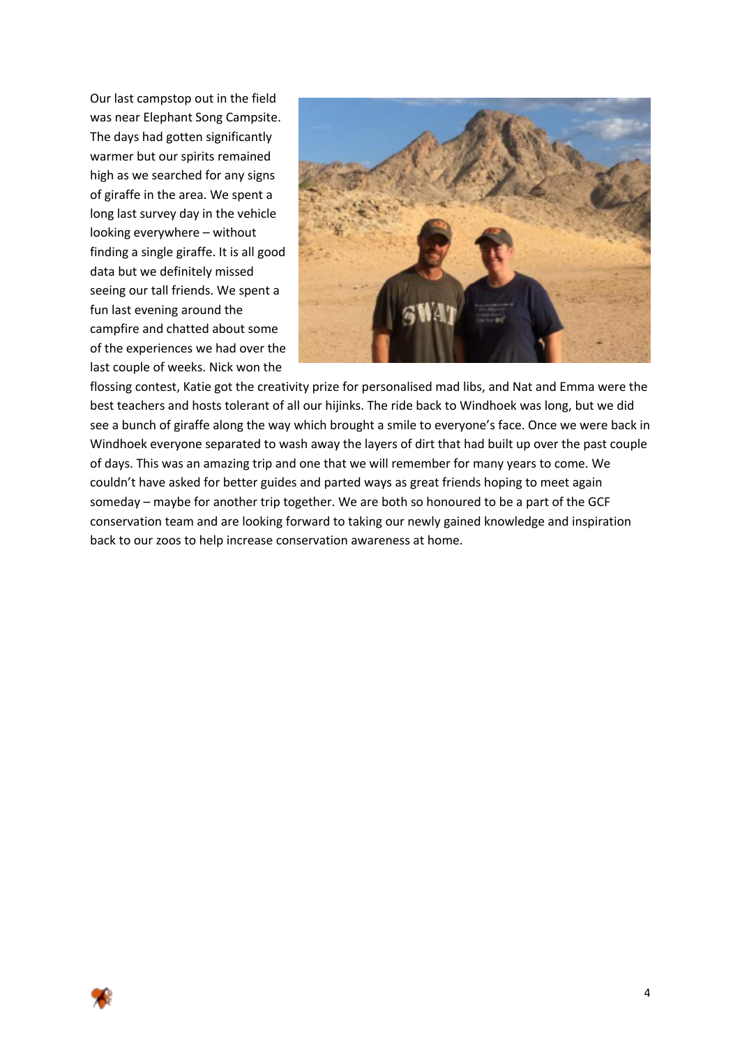Our last campstop out in the field was near Elephant Song Campsite. The days had gotten significantly warmer but our spirits remained high as we searched for any signs of giraffe in the area. We spent a long last survey day in the vehicle looking everywhere – without finding a single giraffe. It is all good data but we definitely missed seeing our tall friends. We spent a fun last evening around the campfire and chatted about some of the experiences we had over the last couple of weeks. Nick won the flossing contest, Katie got the creativity prize for personalised mad libs, and Nat and Emma were the best teachers and hosts tolerant of all our hijinks. The ride back to Windhoek was long, but we did see a bunch of giraffe along the way which brought a smile to everyone's face. Once we were back in Windhoek everyone separated to wash away the layers of dirt that had built up over the past couple of days. This was an amazing trip and one that we will remember for many years to come. We couldn't have asked for better guides and parted ways as great friends hoping to meet again someday – maybe for another trip together. We are both so honoured to be a part of the GCF conservation team and are looking forward to taking our newly gained knowledge and inspiration back to our zoos to help increase conservation awareness at home.